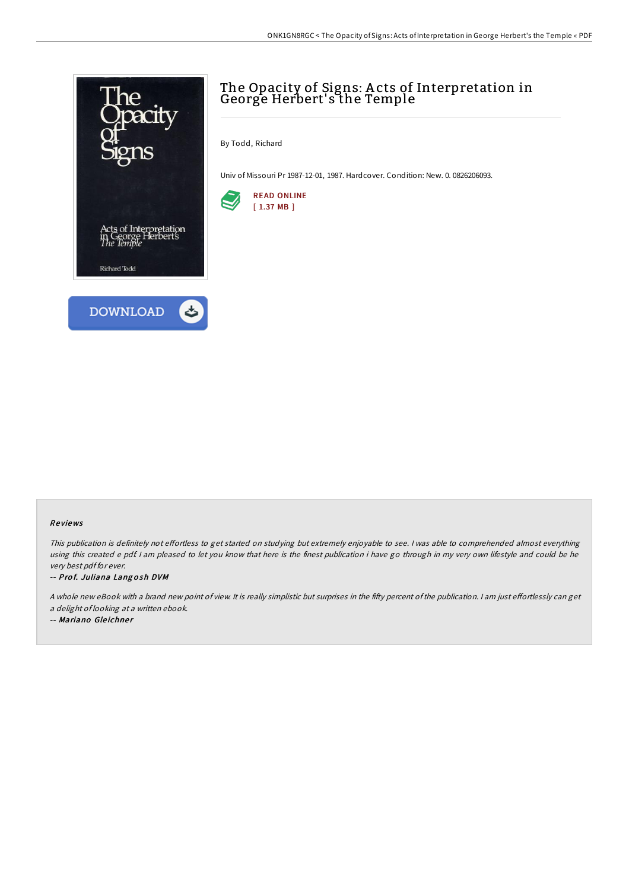# The Opacity of Signs: Acts of Interpretation in George Herbert's the Temple

By Todd, Richard

Univ of Missouri Pr 1987-12-01, 1987. Hardcover. Condition: New. 0. 0826206093.

READ ONLINE
[ 1.37 MB ]

DOWNLOAD

### Reviews

*This publication is definitely not effortless to get started on studying but extremely enjoyable to see. I was able to comprehend almost everything using this created e pdf. I am pleased to let you know that here is the finest publication i have go through in my very own lifestyle and could be he very best pdf for ever.*

-- ***Prof. Juliana Langosh DVM***

*A whole new eBook with a brand new point of view. It is really simplistic but surprises in the fifty percent of the publication. I am just effortlessly can get a delight of looking at a written ebook.*

-- ***Mariano Gleichner***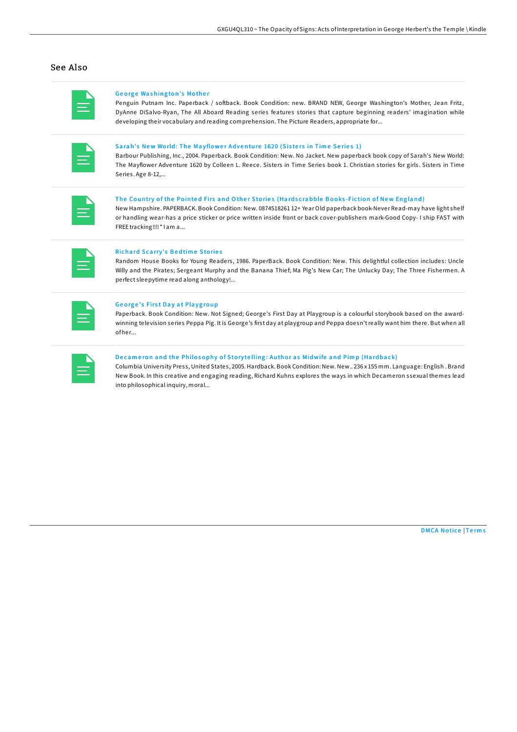## See Also

### George Washington's Mother

Penguin Putnam Inc. Paperback / softback. Book Condition: new. BRAND NEW, George Washington's Mother, Jean Fritz, DyAnne DiSalvo-Ryan, The All Aboard Reading series features stories that capture beginning readers' imagination while developing their vocabulary and reading comprehension. The Picture Readers, appropriate for...

### Sarah's New World: The Mayflower Adventure 1620 (Sisters in Time Series 1)

Barbour Publishing, Inc., 2004. Paperback. Book Condition: New. No Jacket. New paperback book copy of Sarah's New World: The Mayflower Adventure 1620 by Colleen L. Reece. Sisters in Time Series book 1. Christian stories for girls. Sisters in Time Series. Age 8-12,...

### The Country of the Pointed Firs and Other Stories (Hardscrabble Books-Fiction of New England)

New Hampshire. PAPERBACK. Book Condition: New. 0874518261 12+ Year Old paperback book-Never Read-may have light shelf or handling wear-has a price sticker or price written inside front or back cover-publishers mark-Good Copy- I ship FAST with FREE tracking!!!! * I am a...

### Richard Scarry's Bedtime Stories

Random House Books for Young Readers, 1986. PaperBack. Book Condition: New. This delightful collection includes: Uncle Willy and the Pirates; Sergeant Murphy and the Banana Thief; Ma Pig's New Car; The Unlucky Day; The Three Fishermen. A perfect sleepytime read along anthology!...

### George's First Day at Playgroup

Paperback. Book Condition: New. Not Signed; George's First Day at Playgroup is a colourful storybook based on the award-winning television series Peppa Pig. It is George's first day at playgroup and Peppa doesn't really want him there. But when all of her...

### Decameron and the Philosophy of Storytelling: Author as Midwife and Pimp (Hardback)

Columbia University Press, United States, 2005. Hardback. Book Condition: New. New.. 236 x 155 mm. Language: English . Brand New Book. In this creative and engaging reading, Richard Kuhns explores the ways in which Decameron s sexual themes lead into philosophical inquiry, moral...